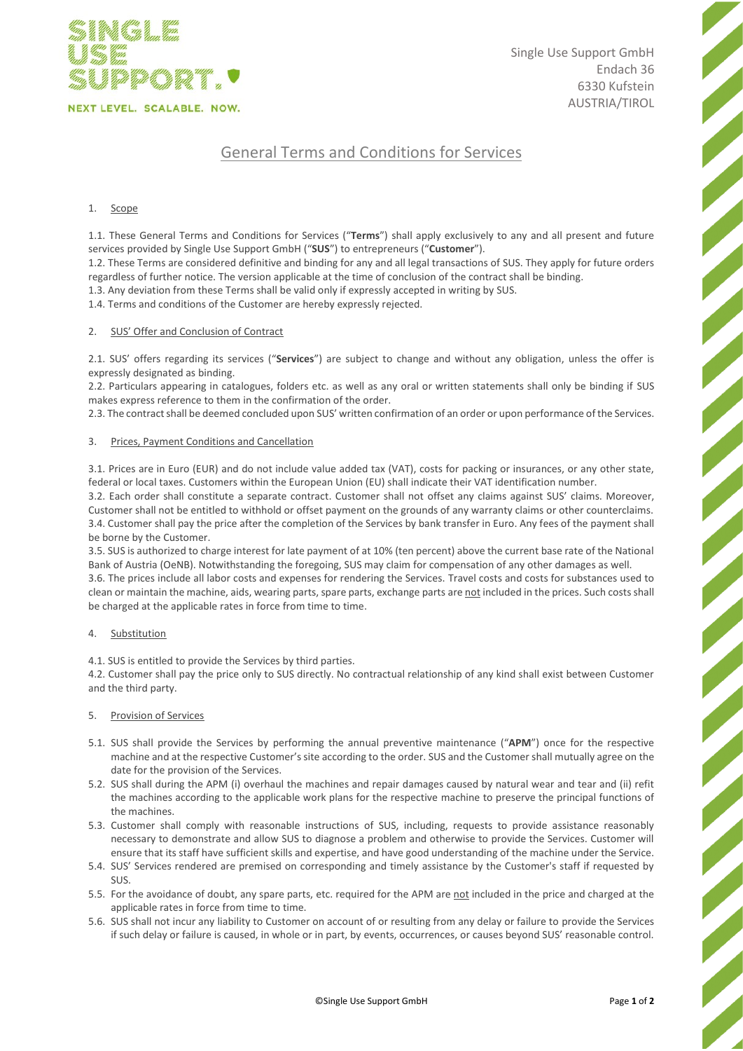SINGLE USE SUPPORT.

NEXT LEVEL. SCALABLE. NOW.

Single Use Support GmbH
Endach 36
6330 Kufstein
AUSTRIA/TIROL

# General Terms and Conditions for Services

## 1. Scope

1.1. These General Terms and Conditions for Services ("**Terms**") shall apply exclusively to any and all present and future services provided by Single Use Support GmbH ("**SUS**") to entrepreneurs ("**Customer**").

1.2. These Terms are considered definitive and binding for any and all legal transactions of SUS. They apply for future orders regardless of further notice. The version applicable at the time of conclusion of the contract shall be binding.

1.3. Any deviation from these Terms shall be valid only if expressly accepted in writing by SUS.

1.4. Terms and conditions of the Customer are hereby expressly rejected.

## 2. SUS' Offer and Conclusion of Contract

2.1. SUS' offers regarding its services ("**Services**") are subject to change and without any obligation, unless the offer is expressly designated as binding.

2.2. Particulars appearing in catalogues, folders etc. as well as any oral or written statements shall only be binding if SUS makes express reference to them in the confirmation of the order.

2.3. The contract shall be deemed concluded upon SUS' written confirmation of an order or upon performance of the Services.

## 3. Prices, Payment Conditions and Cancellation

3.1. Prices are in Euro (EUR) and do not include value added tax (VAT), costs for packing or insurances, or any other state, federal or local taxes. Customers within the European Union (EU) shall indicate their VAT identification number.

3.2. Each order shall constitute a separate contract. Customer shall not offset any claims against SUS' claims. Moreover, Customer shall not be entitled to withhold or offset payment on the grounds of any warranty claims or other counterclaims.

3.4. Customer shall pay the price after the completion of the Services by bank transfer in Euro. Any fees of the payment shall be borne by the Customer.

3.5. SUS is authorized to charge interest for late payment of at 10% (ten percent) above the current base rate of the National Bank of Austria (OeNB). Notwithstanding the foregoing, SUS may claim for compensation of any other damages as well.

3.6. The prices include all labor costs and expenses for rendering the Services. Travel costs and costs for substances used to clean or maintain the machine, aids, wearing parts, spare parts, exchange parts are <u>not</u> included in the prices. Such costs shall be charged at the applicable rates in force from time to time.

## 4. Substitution

4.1. SUS is entitled to provide the Services by third parties.

4.2. Customer shall pay the price only to SUS directly. No contractual relationship of any kind shall exist between Customer and the third party.

## 5. Provision of Services

5.1. SUS shall provide the Services by performing the annual preventive maintenance ("**APM**") once for the respective machine and at the respective Customer's site according to the order. SUS and the Customer shall mutually agree on the date for the provision of the Services.

5.2. SUS shall during the APM (i) overhaul the machines and repair damages caused by natural wear and tear and (ii) refit the machines according to the applicable work plans for the respective machine to preserve the principal functions of the machines.

5.3. Customer shall comply with reasonable instructions of SUS, including, requests to provide assistance reasonably necessary to demonstrate and allow SUS to diagnose a problem and otherwise to provide the Services. Customer will ensure that its staff have sufficient skills and expertise, and have good understanding of the machine under the Service.

5.4. SUS' Services rendered are premised on corresponding and timely assistance by the Customer's staff if requested by SUS.

5.5. For the avoidance of doubt, any spare parts, etc. required for the APM are <u>not</u> included in the price and charged at the applicable rates in force from time to time.

5.6. SUS shall not incur any liability to Customer on account of or resulting from any delay or failure to provide the Services if such delay or failure is caused, in whole or in part, by events, occurrences, or causes beyond SUS' reasonable control.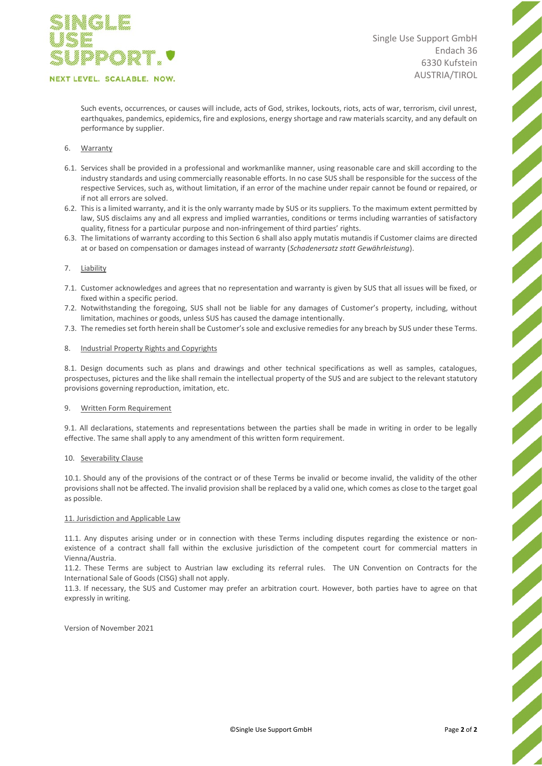Such events, occurrences, or causes will include, acts of God, strikes, lockouts, riots, acts of war, terrorism, civil unrest, earthquakes, pandemics, epidemics, fire and explosions, energy shortage and raw materials scarcity, and any default on performance by supplier.

6. Warranty

6.1. Services shall be provided in a professional and workmanlike manner, using reasonable care and skill according to the industry standards and using commercially reasonable efforts. In no case SUS shall be responsible for the success of the respective Services, such as, without limitation, if an error of the machine under repair cannot be found or repaired, or if not all errors are solved.

6.2. This is a limited warranty, and it is the only warranty made by SUS or its suppliers. To the maximum extent permitted by law, SUS disclaims any and all express and implied warranties, conditions or terms including warranties of satisfactory quality, fitness for a particular purpose and non-infringement of third parties' rights.

6.3. The limitations of warranty according to this Section 6 shall also apply mutatis mutandis if Customer claims are directed at or based on compensation or damages instead of warranty (*Schadenersatz statt Gewährleistung*).

7. Liability

7.1. Customer acknowledges and agrees that no representation and warranty is given by SUS that all issues will be fixed, or fixed within a specific period.

7.2. Notwithstanding the foregoing, SUS shall not be liable for any damages of Customer's property, including, without limitation, machines or goods, unless SUS has caused the damage intentionally.

7.3. The remedies set forth herein shall be Customer's sole and exclusive remedies for any breach by SUS under these Terms.

8. Industrial Property Rights and Copyrights

8.1. Design documents such as plans and drawings and other technical specifications as well as samples, catalogues, prospectuses, pictures and the like shall remain the intellectual property of the SUS and are subject to the relevant statutory provisions governing reproduction, imitation, etc.

9. Written Form Requirement

9.1. All declarations, statements and representations between the parties shall be made in writing in order to be legally effective. The same shall apply to any amendment of this written form requirement.

10. Severability Clause

10.1. Should any of the provisions of the contract or of these Terms be invalid or become invalid, the validity of the other provisions shall not be affected. The invalid provision shall be replaced by a valid one, which comes as close to the target goal as possible.

11. Jurisdiction and Applicable Law

11.1. Any disputes arising under or in connection with these Terms including disputes regarding the existence or non-existence of a contract shall fall within the exclusive jurisdiction of the competent court for commercial matters in Vienna/Austria.

11.2. These Terms are subject to Austrian law excluding its referral rules. The UN Convention on Contracts for the International Sale of Goods (CISG) shall not apply.

11.3. If necessary, the SUS and Customer may prefer an arbitration court. However, both parties have to agree on that expressly in writing.

Version of November 2021